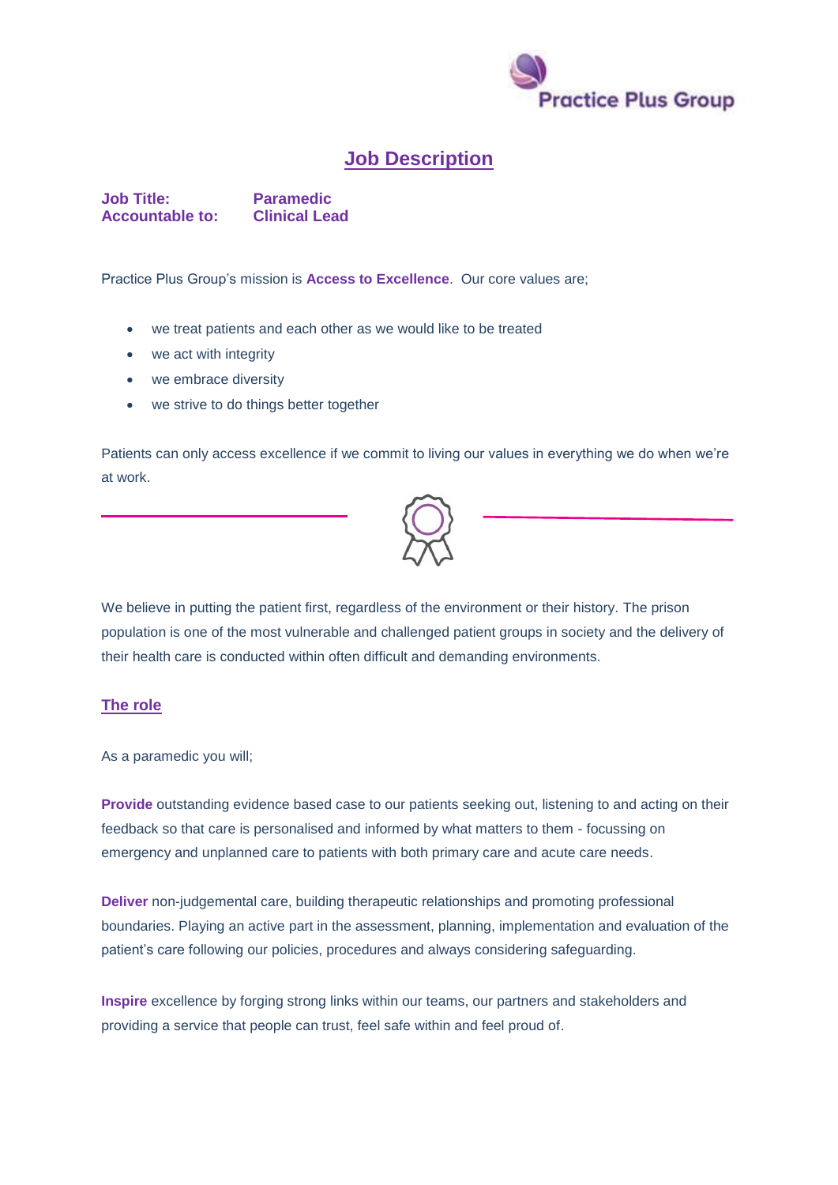# Job Description

**Job Title:** **Paramedic**
**Accountable to:** **Clinical Lead**

Practice Plus Group's mission is **Access to Excellence**. Our core values are;

- we treat patients and each other as we would like to be treated
- we act with integrity
- we embrace diversity
- we strive to do things better together

Patients can only access excellence if we commit to living our values in everything we do when we're at work.

We believe in putting the patient first, regardless of the environment or their history. The prison population is one of the most vulnerable and challenged patient groups in society and the delivery of their health care is conducted within often difficult and demanding environments.

## The role

As a paramedic you will;

**Provide** outstanding evidence based case to our patients seeking out, listening to and acting on their feedback so that care is personalised and informed by what matters to them - focussing on emergency and unplanned care to patients with both primary care and acute care needs.

**Deliver** non-judgemental care, building therapeutic relationships and promoting professional boundaries. Playing an active part in the assessment, planning, implementation and evaluation of the patient's care following our policies, procedures and always considering safeguarding.

**Inspire** excellence by forging strong links within our teams, our partners and stakeholders and providing a service that people can trust, feel safe within and feel proud of.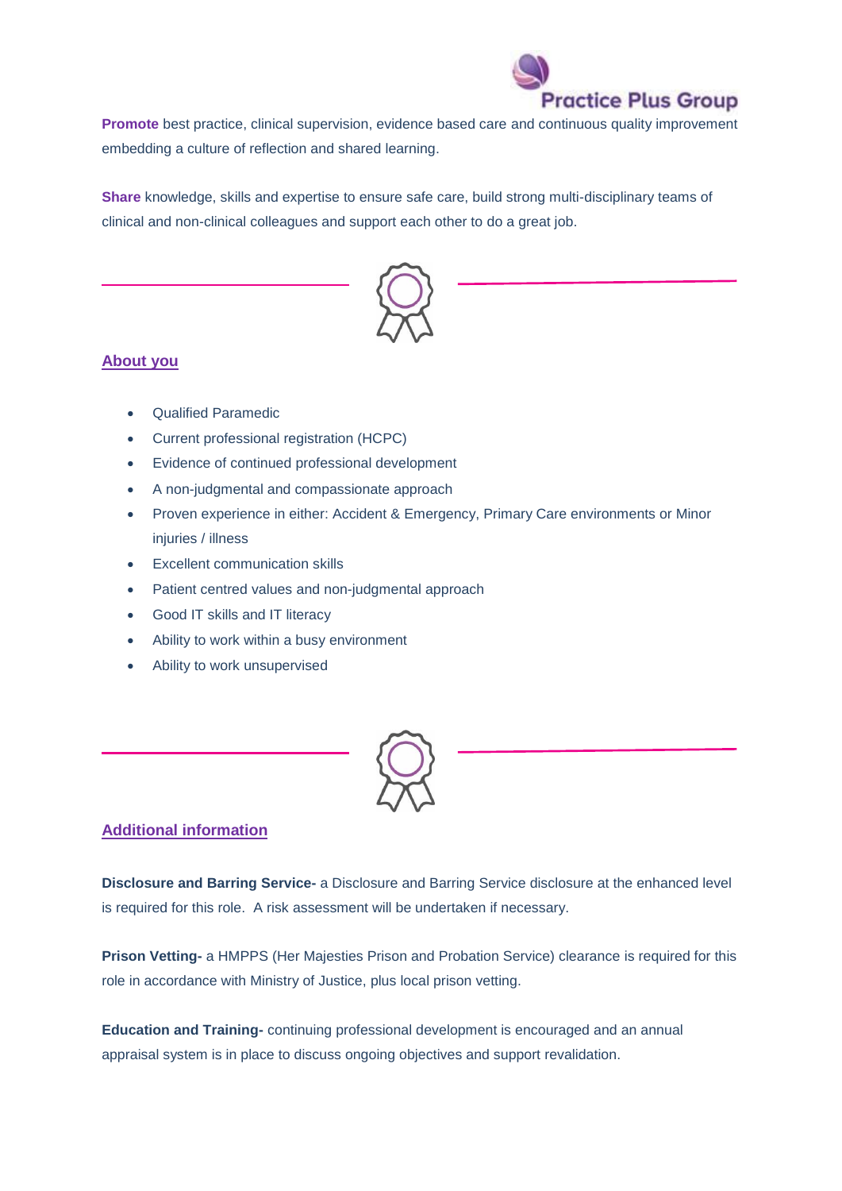**Promote** best practice, clinical supervision, evidence based care and continuous quality improvement embedding a culture of reflection and shared learning.

**Share** knowledge, skills and expertise to ensure safe care, build strong multi-disciplinary teams of clinical and non-clinical colleagues and support each other to do a great job.

## About you

- Qualified Paramedic
- Current professional registration (HCPC)
- Evidence of continued professional development
- A non-judgmental and compassionate approach
- Proven experience in either: Accident & Emergency, Primary Care environments or Minor injuries / illness
- Excellent communication skills
- Patient centred values and non-judgmental approach
- Good IT skills and IT literacy
- Ability to work within a busy environment
- Ability to work unsupervised

## Additional information

**Disclosure and Barring Service-** a Disclosure and Barring Service disclosure at the enhanced level is required for this role. A risk assessment will be undertaken if necessary.

**Prison Vetting-** a HMPPS (Her Majesties Prison and Probation Service) clearance is required for this role in accordance with Ministry of Justice, plus local prison vetting.

**Education and Training-** continuing professional development is encouraged and an annual appraisal system is in place to discuss ongoing objectives and support revalidation.